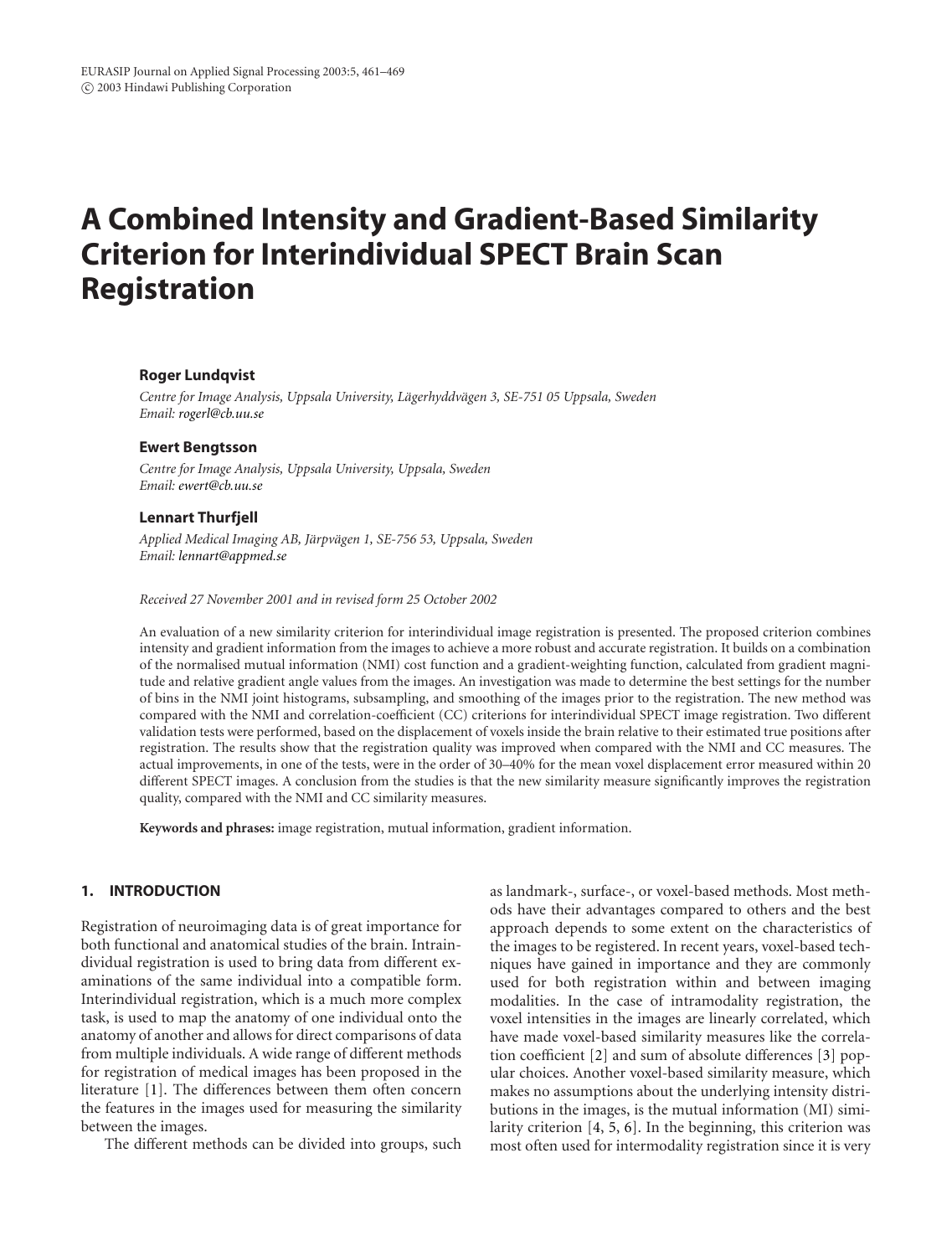# A Combined Intensity and Gradient-Based Similarity Criterion for Interindividual SPECT Brain Scan Registration

**Roger Lundqvist**

*Centre for Image Analysis, Uppsala University, Lägerhyddvägen 3, SE-751 05 Uppsala, Sweden*
*Email: rogerl@cb.uu.se*

**Ewert Bengtsson**

*Centre for Image Analysis, Uppsala University, Uppsala, Sweden*
*Email: ewert@cb.uu.se*

**Lennart Thurfjell**

*Applied Medical Imaging AB, Järpvägen 1, SE-756 53, Uppsala, Sweden*
*Email: lennart@appmed.se*

*Received 27 November 2001 and in revised form 25 October 2002*

An evaluation of a new similarity criterion for interindividual image registration is presented. The proposed criterion combines intensity and gradient information from the images to achieve a more robust and accurate registration. It builds on a combination of the normalised mutual information (NMI) cost function and a gradient-weighting function, calculated from gradient magnitude and relative gradient angle values from the images. An investigation was made to determine the best settings for the number of bins in the NMI joint histograms, subsampling, and smoothing of the images prior to the registration. The new method was compared with the NMI and correlation-coefficient (CC) criterions for interindividual SPECT image registration. Two different validation tests were performed, based on the displacement of voxels inside the brain relative to their estimated true positions after registration. The results show that the registration quality was improved when compared with the NMI and CC measures. The actual improvements, in one of the tests, were in the order of 30–40% for the mean voxel displacement error measured within 20 different SPECT images. A conclusion from the studies is that the new similarity measure significantly improves the registration quality, compared with the NMI and CC similarity measures.

**Keywords and phrases:** image registration, mutual information, gradient information.

## 1. INTRODUCTION

Registration of neuroimaging data is of great importance for both functional and anatomical studies of the brain. Intraindividual registration is used to bring data from different examinations of the same individual into a compatible form. Interindividual registration, which is a much more complex task, is used to map the anatomy of one individual onto the anatomy of another and allows for direct comparisons of data from multiple individuals. A wide range of different methods for registration of medical images has been proposed in the literature [1]. The differences between them often concern the features in the images used for measuring the similarity between the images.

The different methods can be divided into groups, such as landmark-, surface-, or voxel-based methods. Most methods have their advantages compared to others and the best approach depends to some extent on the characteristics of the images to be registered. In recent years, voxel-based techniques have gained in importance and they are commonly used for both registration within and between imaging modalities. In the case of intramodality registration, the voxel intensities in the images are linearly correlated, which have made voxel-based similarity measures like the correlation coefficient [2] and sum of absolute differences [3] popular choices. Another voxel-based similarity measure, which makes no assumptions about the underlying intensity distributions in the images, is the mutual information (MI) similarity criterion [4, 5, 6]. In the beginning, this criterion was most often used for intermodality registration since it is very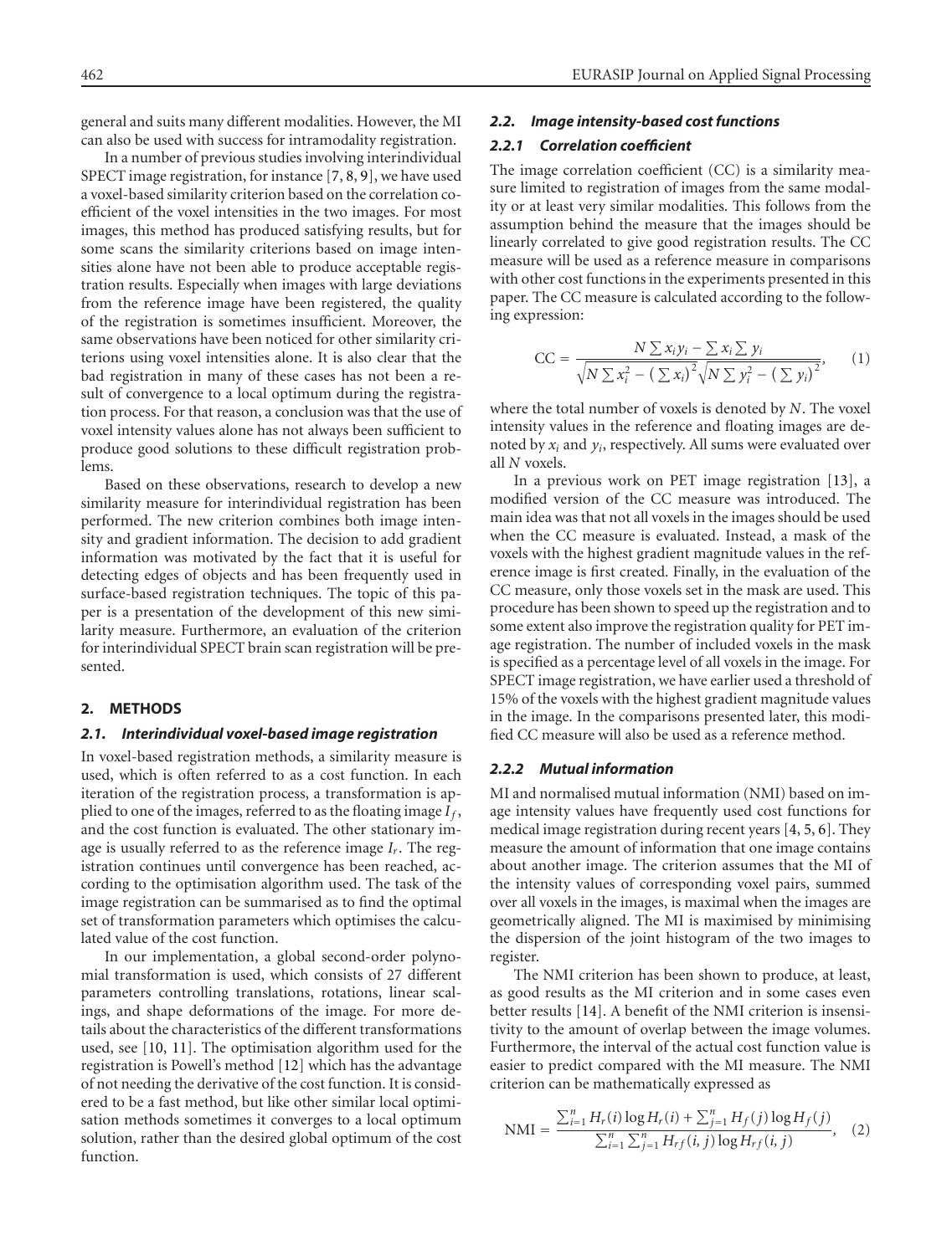general and suits many different modalities. However, the MI can also be used with success for intramodality registration.

In a number of previous studies involving interindividual SPECT image registration, for instance [7, 8, 9], we have used a voxel-based similarity criterion based on the correlation coefficient of the voxel intensities in the two images. For most images, this method has produced satisfying results, but for some scans the similarity criterions based on image intensities alone have not been able to produce acceptable registration results. Especially when images with large deviations from the reference image have been registered, the quality of the registration is sometimes insufficient. Moreover, the same observations have been noticed for other similarity criterions using voxel intensities alone. It is also clear that the bad registration in many of these cases has not been a result of convergence to a local optimum during the registration process. For that reason, a conclusion was that the use of voxel intensity values alone has not always been sufficient to produce good solutions to these difficult registration problems.

Based on these observations, research to develop a new similarity measure for interindividual registration has been performed. The new criterion combines both image intensity and gradient information. The decision to add gradient information was motivated by the fact that it is useful for detecting edges of objects and has been frequently used in surface-based registration techniques. The topic of this paper is a presentation of the development of this new similarity measure. Furthermore, an evaluation of the criterion for interindividual SPECT brain scan registration will be presented.

## 2. METHODS

### 2.1. Interindividual voxel-based image registration

In voxel-based registration methods, a similarity measure is used, which is often referred to as a cost function. In each iteration of the registration process, a transformation is applied to one of the images, referred to as the floating image $I_f$, and the cost function is evaluated. The other stationary image is usually referred to as the reference image $I_r$. The registration continues until convergence has been reached, according to the optimisation algorithm used. The task of the image registration can be summarised as to find the optimal set of transformation parameters which optimises the calculated value of the cost function.

In our implementation, a global second-order polynomial transformation is used, which consists of 27 different parameters controlling translations, rotations, linear scalings, and shape deformations of the image. For more details about the characteristics of the different transformations used, see [10, 11]. The optimisation algorithm used for the registration is Powell's method [12] which has the advantage of not needing the derivative of the cost function. It is considered to be a fast method, but like other similar local optimisation methods sometimes it converges to a local optimum solution, rather than the desired global optimum of the cost function.

### 2.2. Image intensity-based cost functions

#### 2.2.1 Correlation coefficient

The image correlation coefficient (CC) is a similarity measure limited to registration of images from the same modality or at least very similar modalities. This follows from the assumption behind the measure that the images should be linearly correlated to give good registration results. The CC measure will be used as a reference measure in comparisons with other cost functions in the experiments presented in this paper. The CC measure is calculated according to the following expression:

$$\text{CC} = \frac{N \sum x_i y_i - \sum x_i \sum y_i}{\sqrt{N \sum x_i^2 - \left(\sum x_i\right)^2} \sqrt{N \sum y_i^2 - \left(\sum y_i\right)^2}}, \quad (1)$$

where the total number of voxels is denoted by $N$. The voxel intensity values in the reference and floating images are denoted by $x_i$ and $y_i$, respectively. All sums were evaluated over all $N$ voxels.

In a previous work on PET image registration [13], a modified version of the CC measure was introduced. The main idea was that not all voxels in the images should be used when the CC measure is evaluated. Instead, a mask of the voxels with the highest gradient magnitude values in the reference image is first created. Finally, in the evaluation of the CC measure, only those voxels set in the mask are used. This procedure has been shown to speed up the registration and to some extent also improve the registration quality for PET image registration. The number of included voxels in the mask is specified as a percentage level of all voxels in the image. For SPECT image registration, we have earlier used a threshold of 15% of the voxels with the highest gradient magnitude values in the image. In the comparisons presented later, this modified CC measure will also be used as a reference method.

#### 2.2.2 Mutual information

MI and normalised mutual information (NMI) based on image intensity values have frequently used cost functions for medical image registration during recent years [4, 5, 6]. They measure the amount of information that one image contains about another image. The criterion assumes that the MI of the intensity values of corresponding voxel pairs, summed over all voxels in the images, is maximal when the images are geometrically aligned. The MI is maximised by minimising the dispersion of the joint histogram of the two images to register.

The NMI criterion has been shown to produce, at least, as good results as the MI criterion and in some cases even better results [14]. A benefit of the NMI criterion is insensitivity to the amount of overlap between the image volumes. Furthermore, the interval of the actual cost function value is easier to predict compared with the MI measure. The NMI criterion can be mathematically expressed as

$$\text{NMI} = \frac{\sum_{i=1}^{n} H_r(i) \log H_r(i) + \sum_{j=1}^{n} H_f(j) \log H_f(j)}{\sum_{i=1}^{n} \sum_{j=1}^{n} H_{rf}(i, j) \log H_{rf}(i, j)}, \quad (2)$$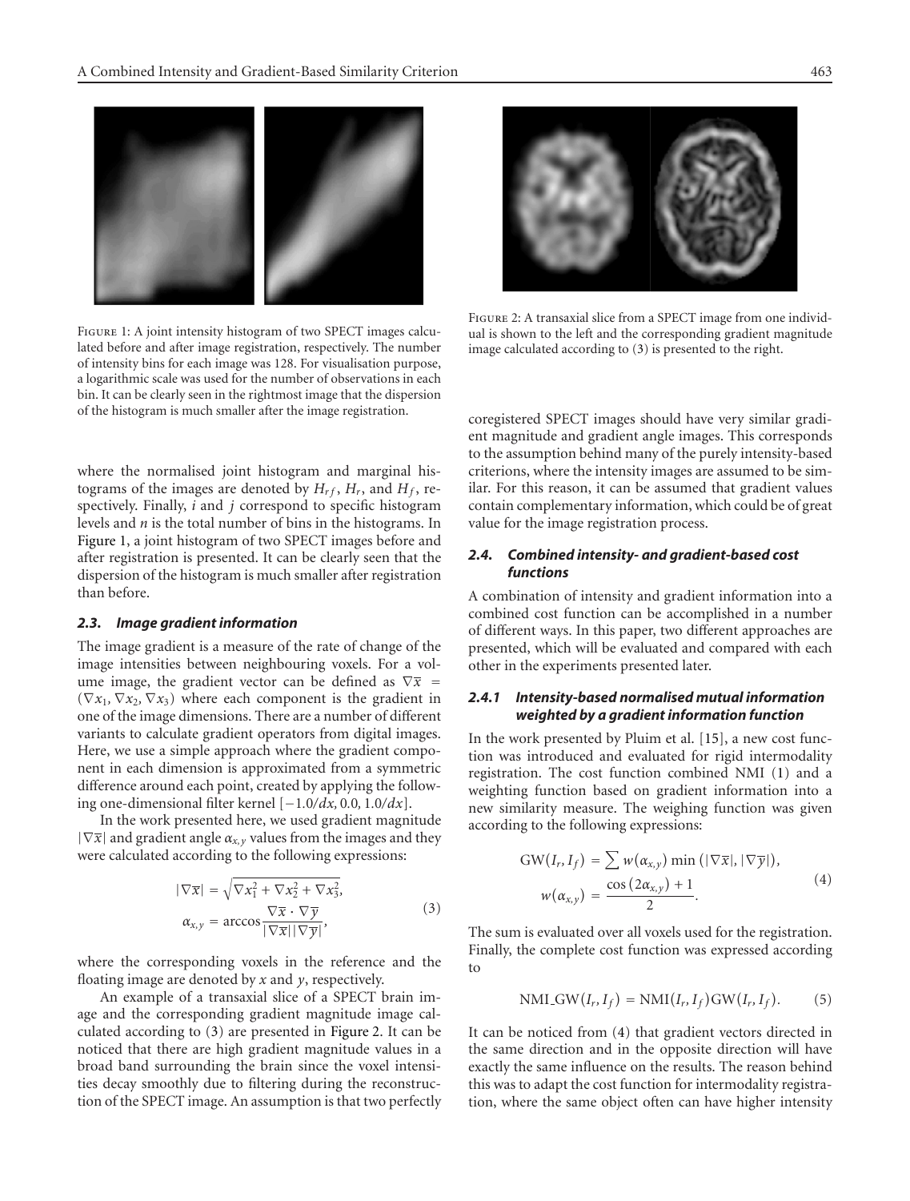Figure 1: A joint intensity histogram of two SPECT images calculated before and after image registration, respectively. The number of intensity bins for each image was 128. For visualisation purpose, a logarithmic scale was used for the number of observations in each bin. It can be clearly seen in the rightmost image that the dispersion of the histogram is much smaller after the image registration.

where the normalised joint histogram and marginal histograms of the images are denoted by $H_{rf}$, $H_r$, and $H_f$, respectively. Finally, $i$ and $j$ correspond to specific histogram levels and $n$ is the total number of bins in the histograms. In Figure 1, a joint histogram of two SPECT images before and after registration is presented. It can be clearly seen that the dispersion of the histogram is much smaller after registration than before.

### 2.3. Image gradient information

The image gradient is a measure of the rate of change of the image intensities between neighbouring voxels. For a volume image, the gradient vector can be defined as $\nabla\overline{x} = (\nabla x_1, \nabla x_2, \nabla x_3)$ where each component is the gradient in one of the image dimensions. There are a number of different variants to calculate gradient operators from digital images. Here, we use a simple approach where the gradient component in each dimension is approximated from a symmetric difference around each point, created by applying the following one-dimensional filter kernel $[-1.0/dx, 0.0, 1.0/dx]$.

In the work presented here, we used gradient magnitude $|\nabla\overline{x}|$ and gradient angle $\alpha_{x,y}$ values from the images and they were calculated according to the following expressions:

$$|\nabla\overline{x}| = \sqrt{\nabla x_1^2 + \nabla x_2^2 + \nabla x_3^2},$$
$$\alpha_{x,y} = \arccos\frac{\nabla\overline{x} \cdot \nabla\overline{y}}{|\nabla\overline{x}||\nabla\overline{y}|}, \tag{3}$$

where the corresponding voxels in the reference and the floating image are denoted by $x$ and $y$, respectively.

An example of a transaxial slice of a SPECT brain image and the corresponding gradient magnitude image calculated according to (3) are presented in Figure 2. It can be noticed that there are high gradient magnitude values in a broad band surrounding the brain since the voxel intensities decay smoothly due to filtering during the reconstruction of the SPECT image. An assumption is that two perfectly coregistered SPECT images should have very similar gradient magnitude and gradient angle images. This corresponds to the assumption behind many of the purely intensity-based criterions, where the intensity images are assumed to be similar. For this reason, it can be assumed that gradient values contain complementary information, which could be of great value for the image registration process.

Figure 2: A transaxial slice from a SPECT image from one individual is shown to the left and the corresponding gradient magnitude image calculated according to (3) is presented to the right.

### 2.4. Combined intensity- and gradient-based cost functions

A combination of intensity and gradient information into a combined cost function can be accomplished in a number of different ways. In this paper, two different approaches are presented, which will be evaluated and compared with each other in the experiments presented later.

#### 2.4.1 Intensity-based normalised mutual information weighted by a gradient information function

In the work presented by Pluim et al. [15], a new cost function was introduced and evaluated for rigid intermodality registration. The cost function combined NMI (1) and a weighting function based on gradient information into a new similarity measure. The weighing function was given according to the following expressions:

$$\mathrm{GW}(I_r, I_f) = \sum w(\alpha_{x,y}) \min\left(|\nabla\overline{x}|, |\nabla\overline{y}|\right),$$
$$w(\alpha_{x,y}) = \frac{\cos(2\alpha_{x,y}) + 1}{2}. \tag{4}$$

The sum is evaluated over all voxels used for the registration. Finally, the complete cost function was expressed according to

$$\mathrm{NMI\_GW}(I_r, I_f) = \mathrm{NMI}(I_r, I_f)\mathrm{GW}(I_r, I_f). \tag{5}$$

It can be noticed from (4) that gradient vectors directed in the same direction and in the opposite direction will have exactly the same influence on the results. The reason behind this was to adapt the cost function for intermodality registration, where the same object often can have higher intensity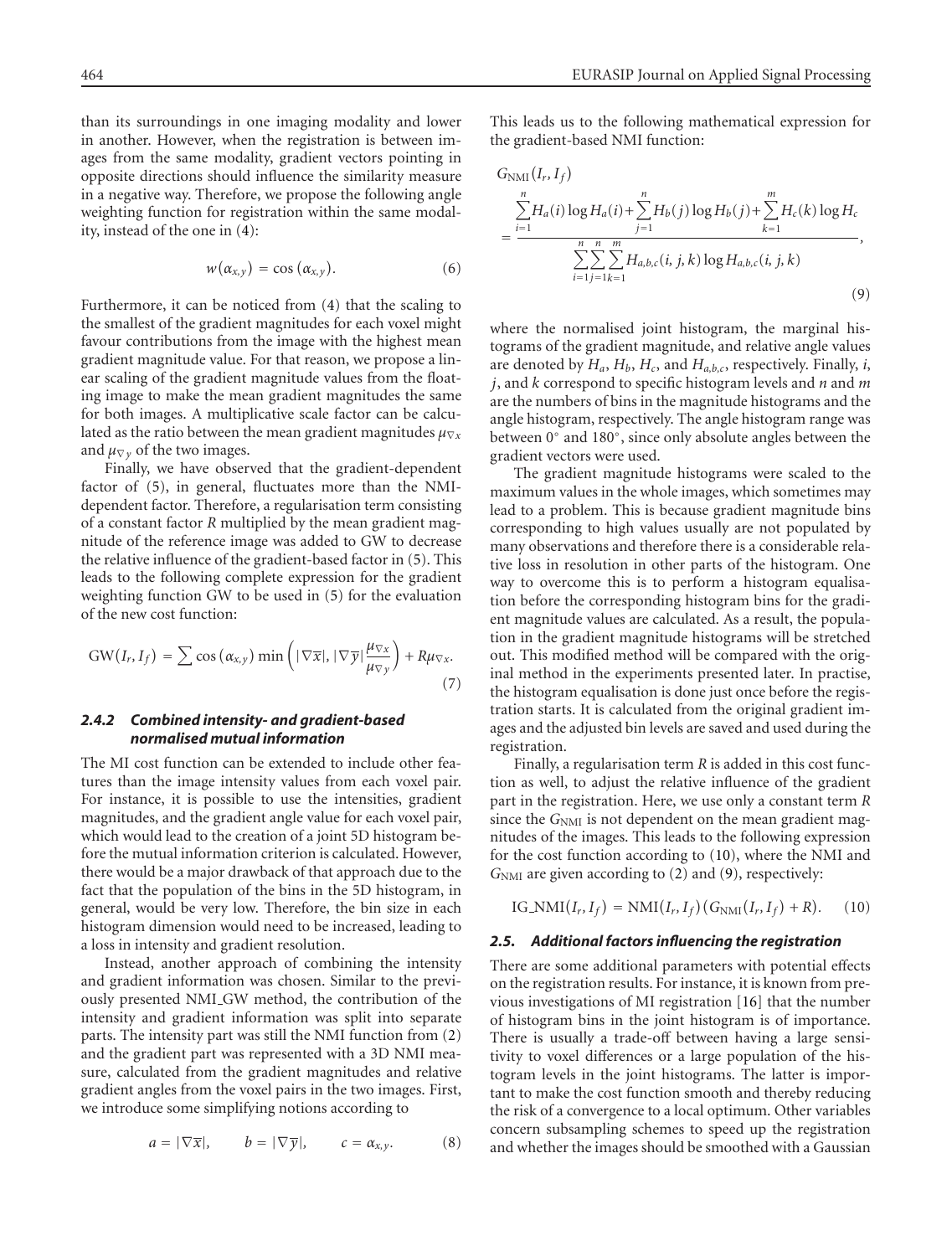than its surroundings in one imaging modality and lower in another. However, when the registration is between images from the same modality, gradient vectors pointing in opposite directions should influence the similarity measure in a negative way. Therefore, we propose the following angle weighting function for registration within the same modality, instead of the one in (4):

$$w(\alpha_{x,y}) = \cos(\alpha_{x,y}). \tag{6}$$

Furthermore, it can be noticed from (4) that the scaling to the smallest of the gradient magnitudes for each voxel might favour contributions from the image with the highest mean gradient magnitude value. For that reason, we propose a linear scaling of the gradient magnitude values from the floating image to make the mean gradient magnitudes the same for both images. A multiplicative scale factor can be calculated as the ratio between the mean gradient magnitudes $\mu_{\nabla x}$ and $\mu_{\nabla y}$ of the two images.

Finally, we have observed that the gradient-dependent factor of (5), in general, fluctuates more than the NMI-dependent factor. Therefore, a regularisation term consisting of a constant factor $R$ multiplied by the mean gradient magnitude of the reference image was added to GW to decrease the relative influence of the gradient-based factor in (5). This leads to the following complete expression for the gradient weighting function GW to be used in (5) for the evaluation of the new cost function:

$$\mathrm{GW}(I_r, I_f) = \sum \cos(\alpha_{x,y}) \min\left(|\nabla\overline{x}|, |\nabla\overline{y}|\frac{\mu_{\nabla x}}{\mu_{\nabla y}}\right) + R\mu_{\nabla x}. \tag{7}$$

### 2.4.2 Combined intensity- and gradient-based normalised mutual information

The MI cost function can be extended to include other features than the image intensity values from each voxel pair. For instance, it is possible to use the intensities, gradient magnitudes, and the gradient angle value for each voxel pair, which would lead to the creation of a joint 5D histogram before the mutual information criterion is calculated. However, there would be a major drawback of that approach due to the fact that the population of the bins in the 5D histogram, in general, would be very low. Therefore, the bin size in each histogram dimension would need to be increased, leading to a loss in intensity and gradient resolution.

Instead, another approach of combining the intensity and gradient information was chosen. Similar to the previously presented NMI_GW method, the contribution of the intensity and gradient information was split into separate parts. The intensity part was still the NMI function from (2) and the gradient part was represented with a 3D NMI measure, calculated from the gradient magnitudes and relative gradient angles from the voxel pairs in the two images. First, we introduce some simplifying notions according to

$$a = |\nabla\overline{x}|, \qquad b = |\nabla\overline{y}|, \qquad c = \alpha_{x,y}. \tag{8}$$

This leads us to the following mathematical expression for the gradient-based NMI function:

$$G_{\mathrm{NMI}}(I_r, I_f) = \frac{\sum_{i=1}^{n} H_a(i)\log H_a(i) + \sum_{j=1}^{n} H_b(j)\log H_b(j) + \sum_{k=1}^{m} H_c(k)\log H_c}{\sum_{i=1}^{n}\sum_{j=1}^{n}\sum_{k=1}^{m} H_{a,b,c}(i,j,k)\log H_{a,b,c}(i,j,k)}, \tag{9}$$

where the normalised joint histogram, the marginal histograms of the gradient magnitude, and relative angle values are denoted by $H_a$, $H_b$, $H_c$, and $H_{a,b,c}$, respectively. Finally, $i$, $j$, and $k$ correspond to specific histogram levels and $n$ and $m$ are the numbers of bins in the magnitude histograms and the angle histogram, respectively. The angle histogram range was between $0^\circ$ and $180^\circ$, since only absolute angles between the gradient vectors were used.

The gradient magnitude histograms were scaled to the maximum values in the whole images, which sometimes may lead to a problem. This is because gradient magnitude bins corresponding to high values usually are not populated by many observations and therefore there is a considerable relative loss in resolution in other parts of the histogram. One way to overcome this is to perform a histogram equalisation before the corresponding histogram bins for the gradient magnitude values are calculated. As a result, the population in the gradient magnitude histograms will be stretched out. This modified method will be compared with the original method in the experiments presented later. In practise, the histogram equalisation is done just once before the registration starts. It is calculated from the original gradient images and the adjusted bin levels are saved and used during the registration.

Finally, a regularisation term $R$ is added in this cost function as well, to adjust the relative influence of the gradient part in the registration. Here, we use only a constant term $R$ since the $G_{\mathrm{NMI}}$ is not dependent on the mean gradient magnitudes of the images. This leads to the following expression for the cost function according to (10), where the NMI and $G_{\mathrm{NMI}}$ are given according to (2) and (9), respectively:

$$\mathrm{IG\_NMI}(I_r, I_f) = \mathrm{NMI}(I_r, I_f)\left(G_{\mathrm{NMI}}(I_r, I_f) + R\right). \tag{10}$$

## 2.5. Additional factors influencing the registration

There are some additional parameters with potential effects on the registration results. For instance, it is known from previous investigations of MI registration [16] that the number of histogram bins in the joint histogram is of importance. There is usually a trade-off between having a large sensitivity to voxel differences or a large population of the histogram levels in the joint histograms. The latter is important to make the cost function smooth and thereby reducing the risk of a convergence to a local optimum. Other variables concern subsampling schemes to speed up the registration and whether the images should be smoothed with a Gaussian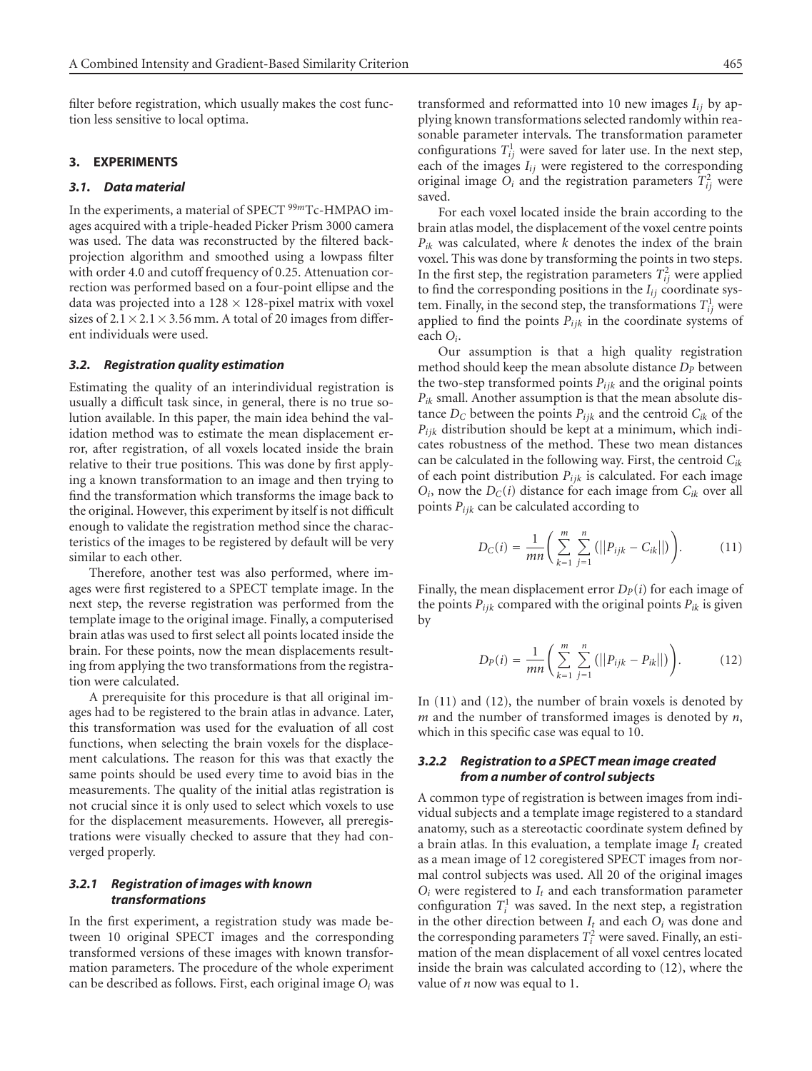filter before registration, which usually makes the cost function less sensitive to local optima.

## 3. EXPERIMENTS

### 3.1. Data material

In the experiments, a material of SPECT $^{99m}$Tc-HMPAO images acquired with a triple-headed Picker Prism 3000 camera was used. The data was reconstructed by the filtered backprojection algorithm and smoothed using a lowpass filter with order 4.0 and cutoff frequency of 0.25. Attenuation correction was performed based on a four-point ellipse and the data was projected into a $128 \times 128$-pixel matrix with voxel sizes of $2.1 \times 2.1 \times 3.56$ mm. A total of 20 images from different individuals were used.

### 3.2. Registration quality estimation

Estimating the quality of an interindividual registration is usually a difficult task since, in general, there is no true solution available. In this paper, the main idea behind the validation method was to estimate the mean displacement error, after registration, of all voxels located inside the brain relative to their true positions. This was done by first applying a known transformation to an image and then trying to find the transformation which transforms the image back to the original. However, this experiment by itself is not difficult enough to validate the registration method since the characteristics of the images to be registered by default will be very similar to each other.

Therefore, another test was also performed, where images were first registered to a SPECT template image. In the next step, the reverse registration was performed from the template image to the original image. Finally, a computerised brain atlas was used to first select all points located inside the brain. For these points, now the mean displacements resulting from applying the two transformations from the registration were calculated.

A prerequisite for this procedure is that all original images had to be registered to the brain atlas in advance. Later, this transformation was used for the evaluation of all cost functions, when selecting the brain voxels for the displacement calculations. The reason for this was that exactly the same points should be used every time to avoid bias in the measurements. The quality of the initial atlas registration is not crucial since it is only used to select which voxels to use for the displacement measurements. However, all preregistrations were visually checked to assure that they had converged properly.

#### 3.2.1 Registration of images with known transformations

In the first experiment, a registration study was made between 10 original SPECT images and the corresponding transformed versions of these images with known transformation parameters. The procedure of the whole experiment can be described as follows. First, each original image $O_i$ was transformed and reformatted into 10 new images $I_{ij}$ by applying known transformations selected randomly within reasonable parameter intervals. The transformation parameter configurations $T^1_{ij}$ were saved for later use. In the next step, each of the images $I_{ij}$ were registered to the corresponding original image $O_i$ and the registration parameters $T^2_{ij}$ were saved.

For each voxel located inside the brain according to the brain atlas model, the displacement of the voxel centre points $P_{ik}$ was calculated, where $k$ denotes the index of the brain voxel. This was done by transforming the points in two steps. In the first step, the registration parameters $T^2_{ij}$ were applied to find the corresponding positions in the $I_{ij}$ coordinate system. Finally, in the second step, the transformations $T^1_{ij}$ were applied to find the points $P_{ijk}$ in the coordinate systems of each $O_i$.

Our assumption is that a high quality registration method should keep the mean absolute distance $D_P$ between the two-step transformed points $P_{ijk}$ and the original points $P_{ik}$ small. Another assumption is that the mean absolute distance $D_C$ between the points $P_{ijk}$ and the centroid $C_{ik}$ of the $P_{ijk}$ distribution should be kept at a minimum, which indicates robustness of the method. These two mean distances can be calculated in the following way. First, the centroid $C_{ik}$ of each point distribution $P_{ijk}$ is calculated. For each image $O_i$, now the $D_C(i)$ distance for each image from $C_{ik}$ over all points $P_{ijk}$ can be calculated according to

$$D_C(i) = \frac{1}{mn}\left(\sum_{k=1}^{m}\sum_{j=1}^{n}\left(\left|\left|P_{ijk} - C_{ik}\right|\right|\right)\right). \tag{11}$$

Finally, the mean displacement error $D_P(i)$ for each image of the points $P_{ijk}$ compared with the original points $P_{ik}$ is given by

$$D_P(i) = \frac{1}{mn}\left(\sum_{k=1}^{m}\sum_{j=1}^{n}\left(\left|\left|P_{ijk} - P_{ik}\right|\right|\right)\right). \tag{12}$$

In (11) and (12), the number of brain voxels is denoted by $m$ and the number of transformed images is denoted by $n$, which in this specific case was equal to 10.

#### 3.2.2 Registration to a SPECT mean image created from a number of control subjects

A common type of registration is between images from individual subjects and a template image registered to a standard anatomy, such as a stereotactic coordinate system defined by a brain atlas. In this evaluation, a template image $I_t$ created as a mean image of 12 coregistered SPECT images from normal control subjects was used. All 20 of the original images $O_i$ were registered to $I_t$ and each transformation parameter configuration $T^1_i$ was saved. In the next step, a registration in the other direction between $I_t$ and each $O_i$ was done and the corresponding parameters $T^2_i$ were saved. Finally, an estimation of the mean displacement of all voxel centres located inside the brain was calculated according to (12), where the value of $n$ now was equal to 1.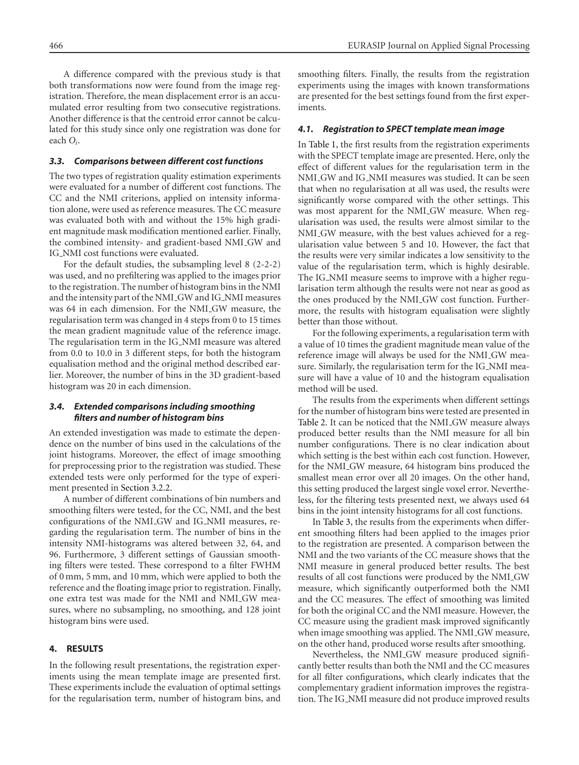A difference compared with the previous study is that both transformations now were found from the image registration. Therefore, the mean displacement error is an accumulated error resulting from two consecutive registrations. Another difference is that the centroid error cannot be calculated for this study since only one registration was done for each $O_i$.

### 3.3. Comparisons between different cost functions

The two types of registration quality estimation experiments were evaluated for a number of different cost functions. The CC and the NMI criterions, applied on intensity information alone, were used as reference measures. The CC measure was evaluated both with and without the 15% high gradient magnitude mask modification mentioned earlier. Finally, the combined intensity- and gradient-based NMI_GW and IG_NMI cost functions were evaluated.

For the default studies, the subsampling level 8 (2-2-2) was used, and no prefiltering was applied to the images prior to the registration. The number of histogram bins in the NMI and the intensity part of the NMI_GW and IG_NMI measures was 64 in each dimension. For the NMI_GW measure, the regularisation term was changed in 4 steps from 0 to 15 times the mean gradient magnitude value of the reference image. The regularisation term in the IG_NMI measure was altered from 0.0 to 10.0 in 3 different steps, for both the histogram equalisation method and the original method described earlier. Moreover, the number of bins in the 3D gradient-based histogram was 20 in each dimension.

### 3.4. Extended comparisons including smoothing filters and number of histogram bins

An extended investigation was made to estimate the dependence on the number of bins used in the calculations of the joint histograms. Moreover, the effect of image smoothing for preprocessing prior to the registration was studied. These extended tests were only performed for the type of experiment presented in Section 3.2.2.

A number of different combinations of bin numbers and smoothing filters were tested, for the CC, NMI, and the best configurations of the NMI_GW and IG_NMI measures, regarding the regularisation term. The number of bins in the intensity NMI-histograms was altered between 32, 64, and 96. Furthermore, 3 different settings of Gaussian smoothing filters were tested. These correspond to a filter FWHM of 0 mm, 5 mm, and 10 mm, which were applied to both the reference and the floating image prior to registration. Finally, one extra test was made for the NMI and NMI_GW measures, where no subsampling, no smoothing, and 128 joint histogram bins were used.

## 4. RESULTS

In the following result presentations, the registration experiments using the mean template image are presented first. These experiments include the evaluation of optimal settings for the regularisation term, number of histogram bins, and smoothing filters. Finally, the results from the registration experiments using the images with known transformations are presented for the best settings found from the first experiments.

### 4.1. Registration to SPECT template mean image

In Table 1, the first results from the registration experiments with the SPECT template image are presented. Here, only the effect of different values for the regularisation term in the NMI_GW and IG_NMI measures was studied. It can be seen that when no regularisation at all was used, the results were significantly worse compared with the other settings. This was most apparent for the NMI_GW measure. When regularisation was used, the results were almost similar to the NMI_GW measure, with the best values achieved for a regularisation value between 5 and 10. However, the fact that the results were very similar indicates a low sensitivity to the value of the regularisation term, which is highly desirable. The IG_NMI measure seems to improve with a higher regularisation term although the results were not near as good as the ones produced by the NMI_GW cost function. Furthermore, the results with histogram equalisation were slightly better than those without.

For the following experiments, a regularisation term with a value of 10 times the gradient magnitude mean value of the reference image will always be used for the NMI_GW measure. Similarly, the regularisation term for the IG_NMI measure will have a value of 10 and the histogram equalisation method will be used.

The results from the experiments when different settings for the number of histogram bins were tested are presented in Table 2. It can be noticed that the NMI_GW measure always produced better results than the NMI measure for all bin number configurations. There is no clear indication about which setting is the best within each cost function. However, for the NMI_GW measure, 64 histogram bins produced the smallest mean error over all 20 images. On the other hand, this setting produced the largest single voxel error. Nevertheless, for the filtering tests presented next, we always used 64 bins in the joint intensity histograms for all cost functions.

In Table 3, the results from the experiments when different smoothing filters had been applied to the images prior to the registration are presented. A comparison between the NMI and the two variants of the CC measure shows that the NMI measure in general produced better results. The best results of all cost functions were produced by the NMI_GW measure, which significantly outperformed both the NMI and the CC measures. The effect of smoothing was limited for both the original CC and the NMI measure. However, the CC measure using the gradient mask improved significantly when image smoothing was applied. The NMI_GW measure, on the other hand, produced worse results after smoothing.

Nevertheless, the NMI_GW measure produced significantly better results than both the NMI and the CC measures for all filter configurations, which clearly indicates that the complementary gradient information improves the registration. The IG_NMI measure did not produce improved results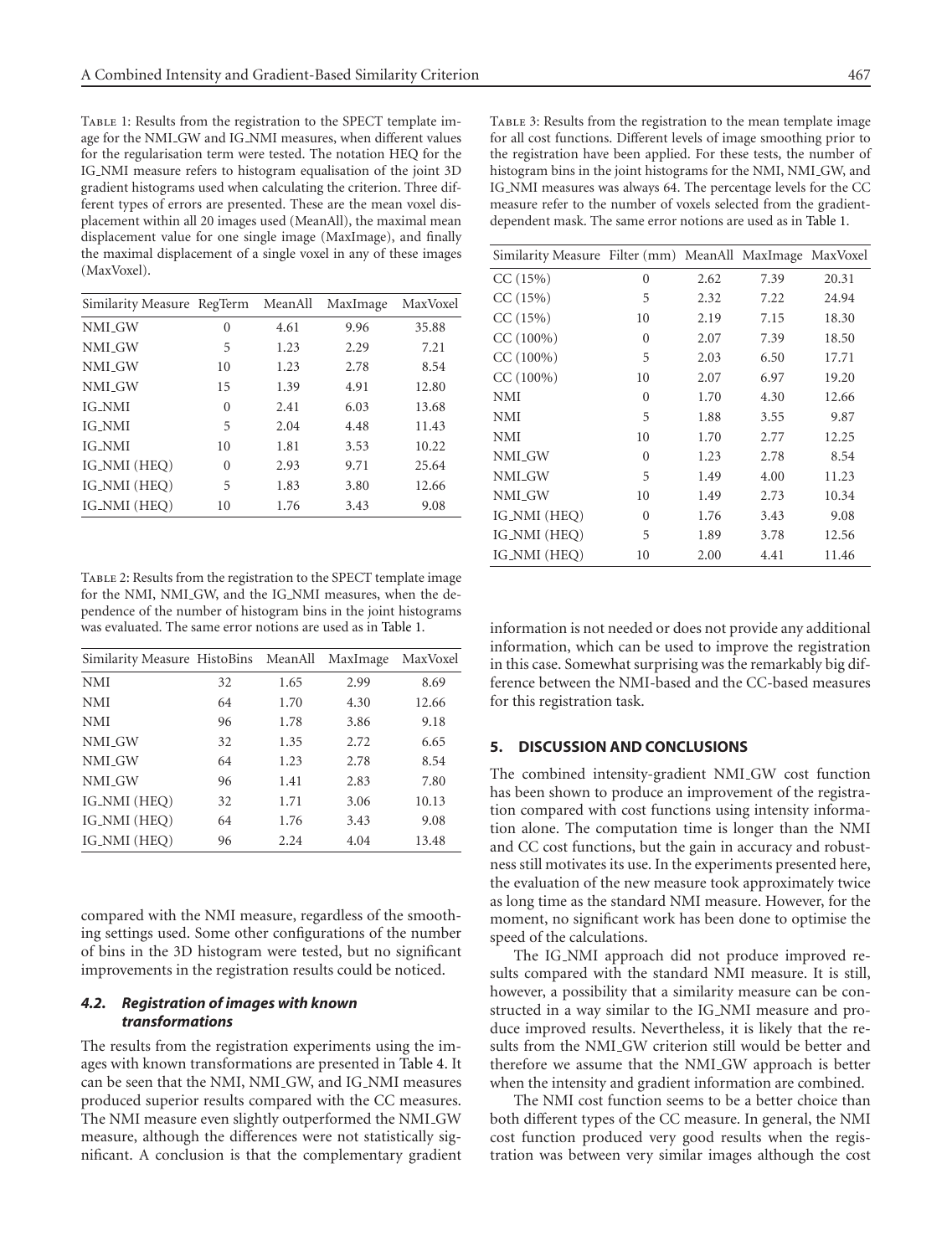Table 1: Results from the registration to the SPECT template image for the NMI_GW and IG_NMI measures, when different values for the regularisation term were tested. The notation HEQ for the IG_NMI measure refers to histogram equalisation of the joint 3D gradient histograms used when calculating the criterion. Three different types of errors are presented. These are the mean voxel displacement within all 20 images used (MeanAll), the maximal mean displacement value for one single image (MaxImage), and finally the maximal displacement of a single voxel in any of these images (MaxVoxel).

| Similarity Measure | RegTerm | MeanAll | MaxImage | MaxVoxel |
|---|---|---|---|---|
| NMI_GW | 0 | 4.61 | 9.96 | 35.88 |
| NMI_GW | 5 | 1.23 | 2.29 | 7.21 |
| NMI_GW | 10 | 1.23 | 2.78 | 8.54 |
| NMI_GW | 15 | 1.39 | 4.91 | 12.80 |
| IG_NMI | 0 | 2.41 | 6.03 | 13.68 |
| IG_NMI | 5 | 2.04 | 4.48 | 11.43 |
| IG_NMI | 10 | 1.81 | 3.53 | 10.22 |
| IG_NMI (HEQ) | 0 | 2.93 | 9.71 | 25.64 |
| IG_NMI (HEQ) | 5 | 1.83 | 3.80 | 12.66 |
| IG_NMI (HEQ) | 10 | 1.76 | 3.43 | 9.08 |

Table 2: Results from the registration to the SPECT template image for the NMI, NMI_GW, and the IG_NMI measures, when the dependence of the number of histogram bins in the joint histograms was evaluated. The same error notions are used as in Table 1.

| Similarity Measure | HistoBins | MeanAll | MaxImage | MaxVoxel |
|---|---|---|---|---|
| NMI | 32 | 1.65 | 2.99 | 8.69 |
| NMI | 64 | 1.70 | 4.30 | 12.66 |
| NMI | 96 | 1.78 | 3.86 | 9.18 |
| NMI_GW | 32 | 1.35 | 2.72 | 6.65 |
| NMI_GW | 64 | 1.23 | 2.78 | 8.54 |
| NMI_GW | 96 | 1.41 | 2.83 | 7.80 |
| IG_NMI (HEQ) | 32 | 1.71 | 3.06 | 10.13 |
| IG_NMI (HEQ) | 64 | 1.76 | 3.43 | 9.08 |
| IG_NMI (HEQ) | 96 | 2.24 | 4.04 | 13.48 |

compared with the NMI measure, regardless of the smoothing settings used. Some other configurations of the number of bins in the 3D histogram were tested, but no significant improvements in the registration results could be noticed.

### 4.2. Registration of images with known transformations

The results from the registration experiments using the images with known transformations are presented in Table 4. It can be seen that the NMI, NMI_GW, and IG_NMI measures produced superior results compared with the CC measures. The NMI measure even slightly outperformed the NMI_GW measure, although the differences were not statistically significant. A conclusion is that the complementary gradient information is not needed or does not provide any additional information, which can be used to improve the registration in this case. Somewhat surprising was the remarkably big difference between the NMI-based and the CC-based measures for this registration task.

Table 3: Results from the registration to the mean template image for all cost functions. Different levels of image smoothing prior to the registration have been applied. For these tests, the number of histogram bins in the joint histograms for the NMI, NMI_GW, and IG_NMI measures was always 64. The percentage levels for the CC measure refer to the number of voxels selected from the gradient-dependent mask. The same error notions are used as in Table 1.

| Similarity Measure | Filter (mm) | MeanAll | MaxImage | MaxVoxel |
|---|---|---|---|---|
| CC (15%) | 0 | 2.62 | 7.39 | 20.31 |
| CC (15%) | 5 | 2.32 | 7.22 | 24.94 |
| CC (15%) | 10 | 2.19 | 7.15 | 18.30 |
| CC (100%) | 0 | 2.07 | 7.39 | 18.50 |
| CC (100%) | 5 | 2.03 | 6.50 | 17.71 |
| CC (100%) | 10 | 2.07 | 6.97 | 19.20 |
| NMI | 0 | 1.70 | 4.30 | 12.66 |
| NMI | 5 | 1.88 | 3.55 | 9.87 |
| NMI | 10 | 1.70 | 2.77 | 12.25 |
| NMI_GW | 0 | 1.23 | 2.78 | 8.54 |
| NMI_GW | 5 | 1.49 | 4.00 | 11.23 |
| NMI_GW | 10 | 1.49 | 2.73 | 10.34 |
| IG_NMI (HEQ) | 0 | 1.76 | 3.43 | 9.08 |
| IG_NMI (HEQ) | 5 | 1.89 | 3.78 | 12.56 |
| IG_NMI (HEQ) | 10 | 2.00 | 4.41 | 11.46 |

## 5. DISCUSSION AND CONCLUSIONS

The combined intensity-gradient NMI_GW cost function has been shown to produce an improvement of the registration compared with cost functions using intensity information alone. The computation time is longer than the NMI and CC cost functions, but the gain in accuracy and robustness still motivates its use. In the experiments presented here, the evaluation of the new measure took approximately twice as long time as the standard NMI measure. However, for the moment, no significant work has been done to optimise the speed of the calculations.

The IG_NMI approach did not produce improved results compared with the standard NMI measure. It is still, however, a possibility that a similarity measure can be constructed in a way similar to the IG_NMI measure and produce improved results. Nevertheless, it is likely that the results from the NMI_GW criterion still would be better and therefore we assume that the NMI_GW approach is better when the intensity and gradient information are combined.

The NMI cost function seems to be a better choice than both different types of the CC measure. In general, the NMI cost function produced very good results when the registration was between very similar images although the cost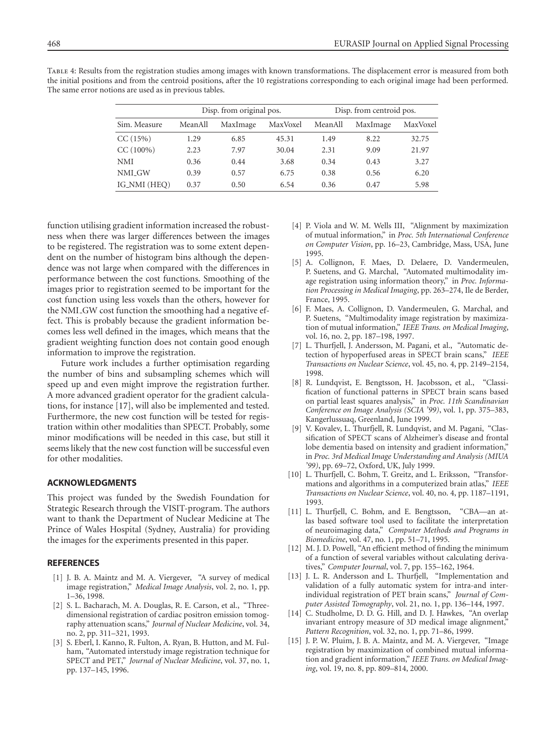Table 4: Results from the registration studies among images with known transformations. The displacement error is measured from both the initial positions and from the centroid positions, after the 10 registrations corresponding to each original image had been performed. The same error notions are used as in previous tables.

| | Disp. from original pos. | | | Disp. from centroid pos. | | |
|---|---|---|---|---|---|---|
| Sim. Measure | MeanAll | MaxImage | MaxVoxel | MeanAll | MaxImage | MaxVoxel |
| CC (15%) | 1.29 | 6.85 | 45.31 | 1.49 | 8.22 | 32.75 |
| CC (100%) | 2.23 | 7.97 | 30.04 | 2.31 | 9.09 | 21.97 |
| NMI | 0.36 | 0.44 | 3.68 | 0.34 | 0.43 | 3.27 |
| NMI_GW | 0.39 | 0.57 | 6.75 | 0.38 | 0.56 | 6.20 |
| IG_NMI (HEQ) | 0.37 | 0.50 | 6.54 | 0.36 | 0.47 | 5.98 |

function utilising gradient information increased the robustness when there was larger differences between the images to be registered. The registration was to some extent dependent on the number of histogram bins although the dependence was not large when compared with the differences in performance between the cost functions. Smoothing of the images prior to registration seemed to be important for the cost function using less voxels than the others, however for the NMI_GW cost function the smoothing had a negative effect. This is probably because the gradient information becomes less well defined in the images, which means that the gradient weighting function does not contain good enough information to improve the registration.

Future work includes a further optimisation regarding the number of bins and subsampling schemes which will speed up and even might improve the registration further. A more advanced gradient operator for the gradient calculations, for instance [17], will also be implemented and tested. Furthermore, the new cost function will be tested for registration within other modalities than SPECT. Probably, some minor modifications will be needed in this case, but still it seems likely that the new cost function will be successful even for other modalities.

## ACKNOWLEDGMENTS

This project was funded by the Swedish Foundation for Strategic Research through the VISIT-program. The authors want to thank the Department of Nuclear Medicine at The Prince of Wales Hospital (Sydney, Australia) for providing the images for the experiments presented in this paper.

## REFERENCES

[1] J. B. A. Maintz and M. A. Viergever, "A survey of medical image registration," *Medical Image Analysis*, vol. 2, no. 1, pp. 1–36, 1998.

[2] S. L. Bacharach, M. A. Douglas, R. E. Carson, et al., "Three-dimensional registration of cardiac positron emission tomography attenuation scans," *Journal of Nuclear Medicine*, vol. 34, no. 2, pp. 311–321, 1993.

[3] S. Eberl, I. Kanno, R. Fulton, A. Ryan, B. Hutton, and M. Fulham, "Automated interstudy image registration technique for SPECT and PET," *Journal of Nuclear Medicine*, vol. 37, no. 1, pp. 137–145, 1996.

[4] P. Viola and W. M. Wells III, "Alignment by maximization of mutual information," in *Proc. 5th International Conference on Computer Vision*, pp. 16–23, Cambridge, Mass, USA, June 1995.

[5] A. Collignon, F. Maes, D. Delaere, D. Vandermeulen, P. Suetens, and G. Marchal, "Automated multimodality image registration using information theory," in *Proc. Information Processing in Medical Imaging*, pp. 263–274, Ile de Berder, France, 1995.

[6] F. Maes, A. Collignon, D. Vandermeulen, G. Marchal, and P. Suetens, "Multimodality image registration by maximization of mutual information," *IEEE Trans. on Medical Imaging*, vol. 16, no. 2, pp. 187–198, 1997.

[7] L. Thurfjell, J. Andersson, M. Pagani, et al., "Automatic detection of hypoperfused areas in SPECT brain scans," *IEEE Transactions on Nuclear Science*, vol. 45, no. 4, pp. 2149–2154, 1998.

[8] R. Lundqvist, E. Bengtsson, H. Jacobsson, et al., "Classification of functional patterns in SPECT brain scans based on partial least squares analysis," in *Proc. 11th Scandinavian Conference on Image Analysis (SCIA '99)*, vol. 1, pp. 375–383, Kangerlussuaq, Greenland, June 1999.

[9] V. Kovalev, L. Thurfjell, R. Lundqvist, and M. Pagani, "Classification of SPECT scans of Alzheimer's disease and frontal lobe dementia based on intensity and gradient information," in *Proc. 3rd Medical Image Understanding and Analysis (MIUA '99)*, pp. 69–72, Oxford, UK, July 1999.

[10] L. Thurfjell, C. Bohm, T. Greitz, and L. Eriksson, "Transformations and algorithms in a computerized brain atlas," *IEEE Transactions on Nuclear Science*, vol. 40, no. 4, pp. 1187–1191, 1993.

[11] L. Thurfjell, C. Bohm, and E. Bengtsson, "CBA—an atlas based software tool used to facilitate the interpretation of neuroimaging data," *Computer Methods and Programs in Biomedicine*, vol. 47, no. 1, pp. 51–71, 1995.

[12] M. J. D. Powell, "An efficient method of finding the minimum of a function of several variables without calculating derivatives," *Computer Journal*, vol. 7, pp. 155–162, 1964.

[13] J. L. R. Andersson and L. Thurfjell, "Implementation and validation of a fully automatic system for intra-and inter-individual registration of PET brain scans," *Journal of Computer Assisted Tomography*, vol. 21, no. 1, pp. 136–144, 1997.

[14] C. Studholme, D. D. G. Hill, and D. J. Hawkes, "An overlap invariant entropy measure of 3D medical image alignment," *Pattern Recognition*, vol. 32, no. 1, pp. 71–86, 1999.

[15] J. P. W. Pluim, J. B. A. Maintz, and M. A. Viergever, "Image registration by maximization of combined mutual information and gradient information," *IEEE Trans. on Medical Imaging*, vol. 19, no. 8, pp. 809–814, 2000.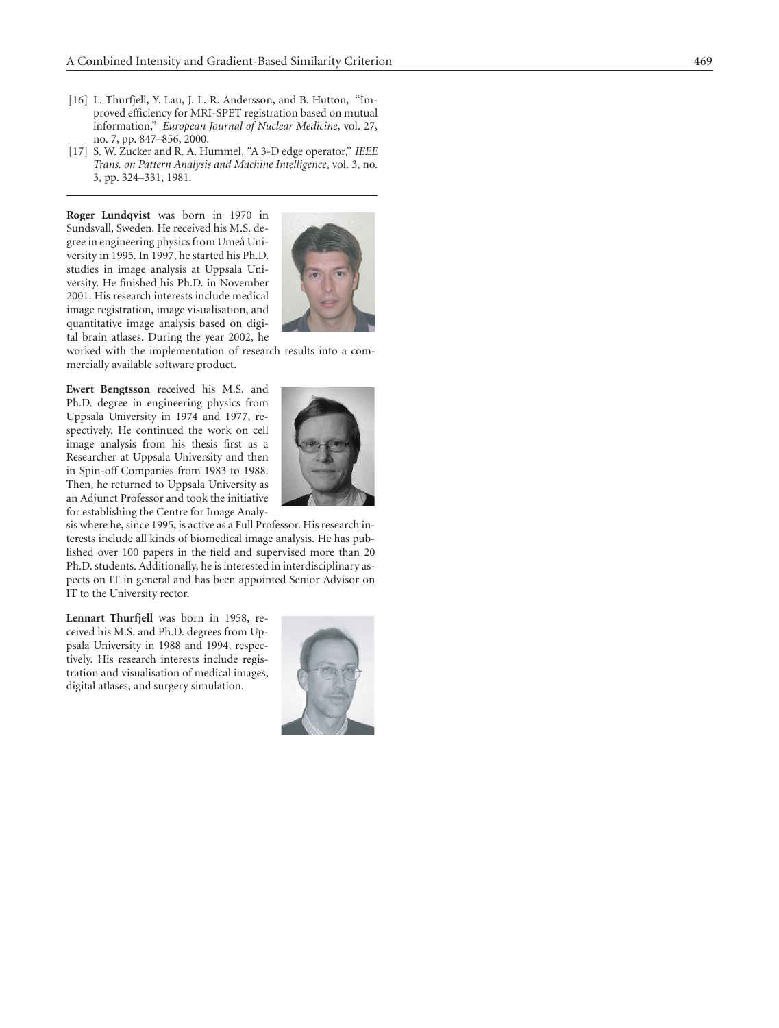[16] L. Thurfjell, Y. Lau, J. L. R. Andersson, and B. Hutton, "Improved efficiency for MRI-SPET registration based on mutual information," *European Journal of Nuclear Medicine*, vol. 27, no. 7, pp. 847–856, 2000.

[17] S. W. Zucker and R. A. Hummel, "A 3-D edge operator," *IEEE Trans. on Pattern Analysis and Machine Intelligence*, vol. 3, no. 3, pp. 324–331, 1981.

---

**Roger Lundqvist** was born in 1970 in Sundsvall, Sweden. He received his M.S. degree in engineering physics from Umeå University in 1995. In 1997, he started his Ph.D. studies in image analysis at Uppsala University. He finished his Ph.D. in November 2001. His research interests include medical image registration, image visualisation, and quantitative image analysis based on digital brain atlases. During the year 2002, he worked with the implementation of research results into a commercially available software product.

**Ewert Bengtsson** received his M.S. and Ph.D. degree in engineering physics from Uppsala University in 1974 and 1977, respectively. He continued the work on cell image analysis from his thesis first as a Researcher at Uppsala University and then in Spin-off Companies from 1983 to 1988. Then, he returned to Uppsala University as an Adjunct Professor and took the initiative for establishing the Centre for Image Analysis where he, since 1995, is active as a Full Professor. His research interests include all kinds of biomedical image analysis. He has published over 100 papers in the field and supervised more than 20 Ph.D. students. Additionally, he is interested in interdisciplinary aspects on IT in general and has been appointed Senior Advisor on IT to the University rector.

**Lennart Thurfjell** was born in 1958, received his M.S. and Ph.D. degrees from Uppsala University in 1988 and 1994, respectively. His research interests include registration and visualisation of medical images, digital atlases, and surgery simulation.